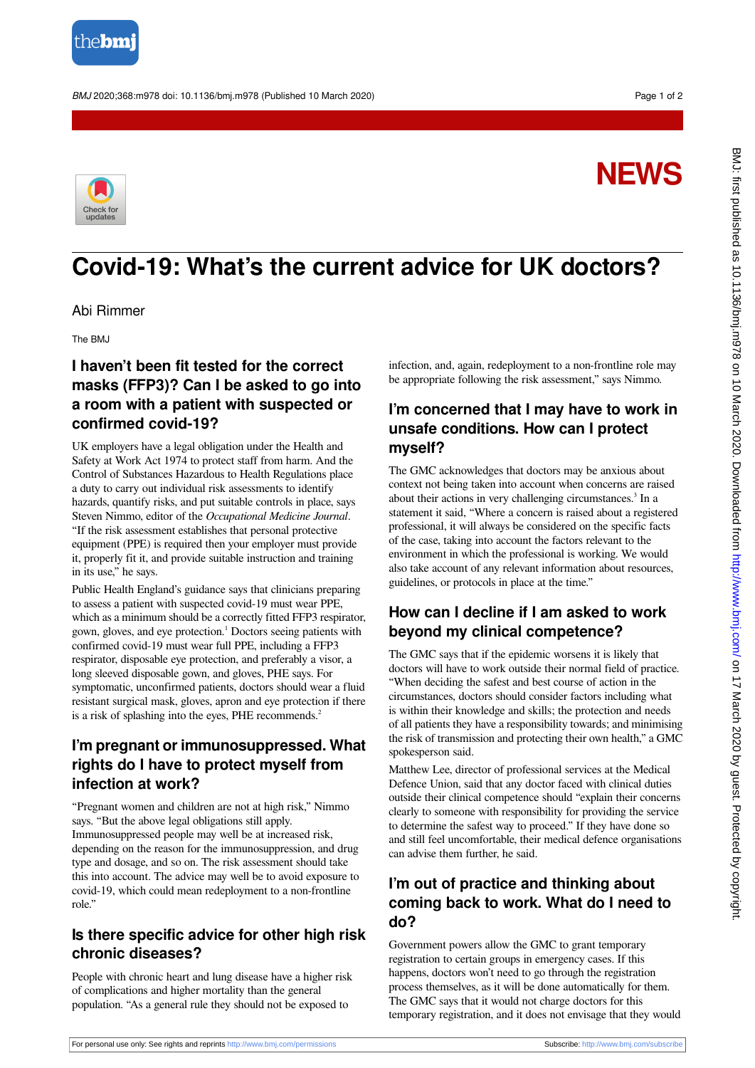NEWS

# Covid-19: What's the current advice for UK doctors?

Abi Rimmer

The BMJ

## I haven't been fit tested for the correct masks (FFP3)? Can I be asked to go into a room with a patient with suspected or confirmed covid-19?

UK employers have a legal obligation under the Health and Safety at Work Act 1974 to protect staff from harm. And the Control of Substances Hazardous to Health Regulations place a duty to carry out individual risk assessments to identify hazards, quantify risks, and put suitable controls in place, says Steven Nimmo, editor of the *Occupational Medicine Journal*. "If the risk assessment establishes that personal protective equipment (PPE) is required then your employer must provide it, properly fit it, and provide suitable instruction and training in its use," he says.

Public Health England's guidance says that clinicians preparing to assess a patient with suspected covid-19 must wear PPE, which as a minimum should be a correctly fitted FFP3 respirator, gown, gloves, and eye protection.[1] Doctors seeing patients with confirmed covid-19 must wear full PPE, including a FFP3 respirator, disposable eye protection, and preferably a visor, a long sleeved disposable gown, and gloves, PHE says. For symptomatic, unconfirmed patients, doctors should wear a fluid resistant surgical mask, gloves, apron and eye protection if there is a risk of splashing into the eyes, PHE recommends.[2]

## I'm pregnant or immunosuppressed. What rights do I have to protect myself from infection at work?

"Pregnant women and children are not at high risk," Nimmo says. "But the above legal obligations still apply. Immunosuppressed people may well be at increased risk, depending on the reason for the immunosuppression, and drug type and dosage, and so on. The risk assessment should take this into account. The advice may well be to avoid exposure to covid-19, which could mean redeployment to a non-frontline role."

## Is there specific advice for other high risk chronic diseases?

People with chronic heart and lung disease have a higher risk of complications and higher mortality than the general population. "As a general rule they should not be exposed to infection, and, again, redeployment to a non-frontline role may be appropriate following the risk assessment," says Nimmo.

## I'm concerned that I may have to work in unsafe conditions. How can I protect myself?

The GMC acknowledges that doctors may be anxious about context not being taken into account when concerns are raised about their actions in very challenging circumstances.[3] In a statement it said, "Where a concern is raised about a registered professional, it will always be considered on the specific facts of the case, taking into account the factors relevant to the environment in which the professional is working. We would also take account of any relevant information about resources, guidelines, or protocols in place at the time."

## How can I decline if I am asked to work beyond my clinical competence?

The GMC says that if the epidemic worsens it is likely that doctors will have to work outside their normal field of practice. "When deciding the safest and best course of action in the circumstances, doctors should consider factors including what is within their knowledge and skills; the protection and needs of all patients they have a responsibility towards; and minimising the risk of transmission and protecting their own health," a GMC spokesperson said.

Matthew Lee, director of professional services at the Medical Defence Union, said that any doctor faced with clinical duties outside their clinical competence should "explain their concerns clearly to someone with responsibility for providing the service to determine the safest way to proceed." If they have done so and still feel uncomfortable, their medical defence organisations can advise them further, he said.

## I'm out of practice and thinking about coming back to work. What do I need to do?

Government powers allow the GMC to grant temporary registration to certain groups in emergency cases. If this happens, doctors won't need to go through the registration process themselves, as it will be done automatically for them. The GMC says that it would not charge doctors for this temporary registration, and it does not envisage that they would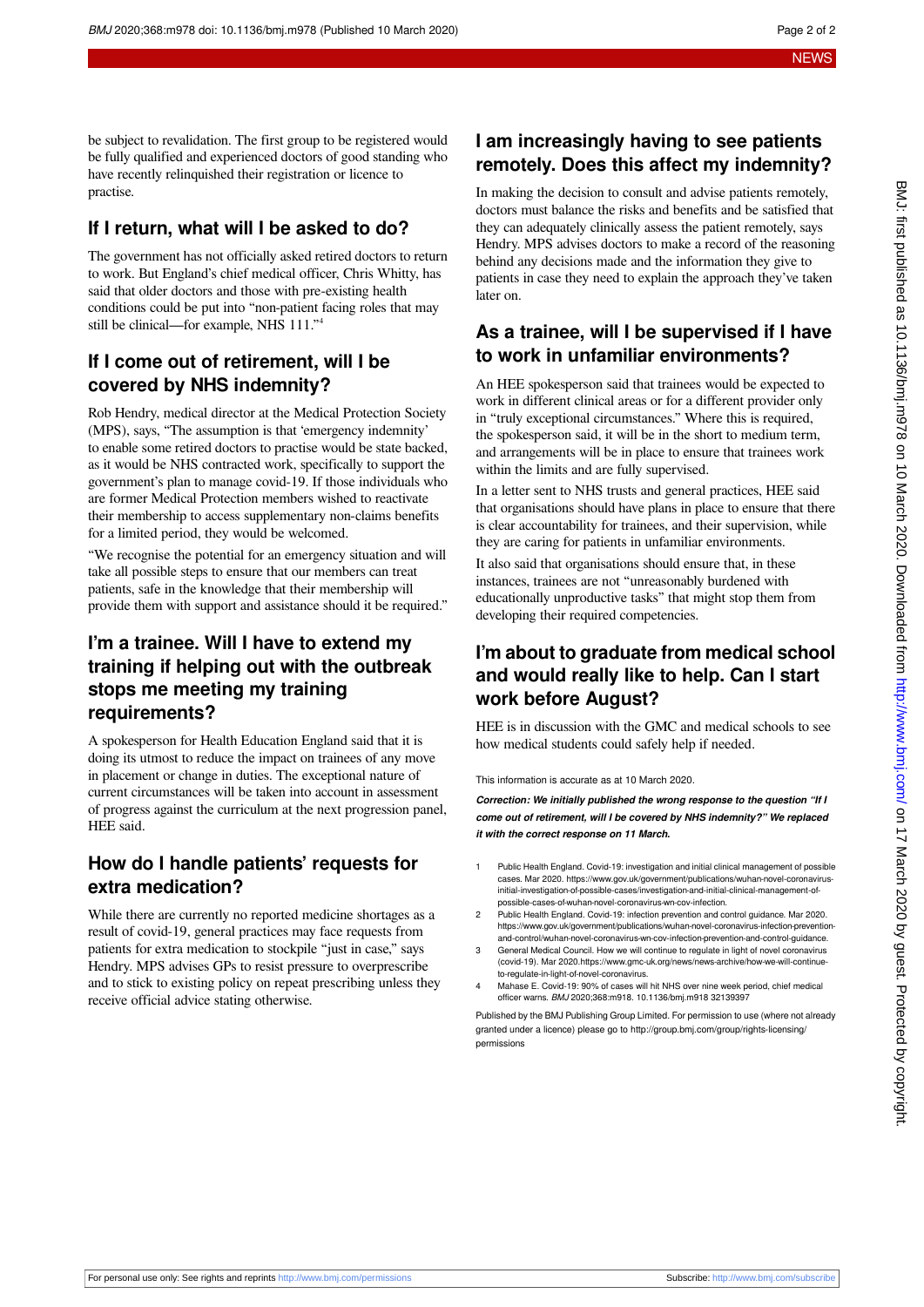be subject to revalidation. The first group to be registered would be fully qualified and experienced doctors of good standing who have recently relinquished their registration or licence to practise.

## If I return, what will I be asked to do?

The government has not officially asked retired doctors to return to work. But England's chief medical officer, Chris Whitty, has said that older doctors and those with pre-existing health conditions could be put into "non-patient facing roles that may still be clinical—for example, NHS 111."[4]

## If I come out of retirement, will I be covered by NHS indemnity?

Rob Hendry, medical director at the Medical Protection Society (MPS), says, "The assumption is that 'emergency indemnity' to enable some retired doctors to practise would be state backed, as it would be NHS contracted work, specifically to support the government's plan to manage covid-19. If those individuals who are former Medical Protection members wished to reactivate their membership to access supplementary non-claims benefits for a limited period, they would be welcomed.

"We recognise the potential for an emergency situation and will take all possible steps to ensure that our members can treat patients, safe in the knowledge that their membership will provide them with support and assistance should it be required."

## I'm a trainee. Will I have to extend my training if helping out with the outbreak stops me meeting my training requirements?

A spokesperson for Health Education England said that it is doing its utmost to reduce the impact on trainees of any move in placement or change in duties. The exceptional nature of current circumstances will be taken into account in assessment of progress against the curriculum at the next progression panel, HEE said.

## How do I handle patients' requests for extra medication?

While there are currently no reported medicine shortages as a result of covid-19, general practices may face requests from patients for extra medication to stockpile "just in case," says Hendry. MPS advises GPs to resist pressure to overprescribe and to stick to existing policy on repeat prescribing unless they receive official advice stating otherwise.

## I am increasingly having to see patients remotely. Does this affect my indemnity?

In making the decision to consult and advise patients remotely, doctors must balance the risks and benefits and be satisfied that they can adequately clinically assess the patient remotely, says Hendry. MPS advises doctors to make a record of the reasoning behind any decisions made and the information they give to patients in case they need to explain the approach they've taken later on.

## As a trainee, will I be supervised if I have to work in unfamiliar environments?

An HEE spokesperson said that trainees would be expected to work in different clinical areas or for a different provider only in "truly exceptional circumstances." Where this is required, the spokesperson said, it will be in the short to medium term, and arrangements will be in place to ensure that trainees work within the limits and are fully supervised.

In a letter sent to NHS trusts and general practices, HEE said that organisations should have plans in place to ensure that there is clear accountability for trainees, and their supervision, while they are caring for patients in unfamiliar environments.

It also said that organisations should ensure that, in these instances, trainees are not "unreasonably burdened with educationally unproductive tasks" that might stop them from developing their required competencies.

## I'm about to graduate from medical school and would really like to help. Can I start work before August?

HEE is in discussion with the GMC and medical schools to see how medical students could safely help if needed.

This information is accurate as at 10 March 2020.

***Correction: We initially published the wrong response to the question "If I come out of retirement, will I be covered by NHS indemnity?" We replaced it with the correct response on 11 March.***

1. Public Health England. Covid-19: investigation and initial clinical management of possible cases. Mar 2020. https://www.gov.uk/government/publications/wuhan-novel-coronavirus-initial-investigation-of-possible-cases/investigation-and-initial-clinical-management-of-possible-cases-of-wuhan-novel-coronavirus-wn-cov-infection.
2. Public Health England. Covid-19: infection prevention and control guidance. Mar 2020. https://www.gov.uk/government/publications/wuhan-novel-coronavirus-infection-prevention-and-control/wuhan-novel-coronavirus-wn-cov-infection-prevention-and-control-guidance.
3. General Medical Council. How we will continue to regulate in light of novel coronavirus (covid-19). Mar 2020.https://www.gmc-uk.org/news/news-archive/how-we-will-continue-to-regulate-in-light-of-novel-coronavirus.
4. Mahase E. Covid-19: 90% of cases will hit NHS over nine week period, chief medical officer warns. *BMJ* 2020;368:m918. 10.1136/bmj.m918 32139397

Published by the BMJ Publishing Group Limited. For permission to use (where not already granted under a licence) please go to http://group.bmj.com/group/rights-licensing/permissions